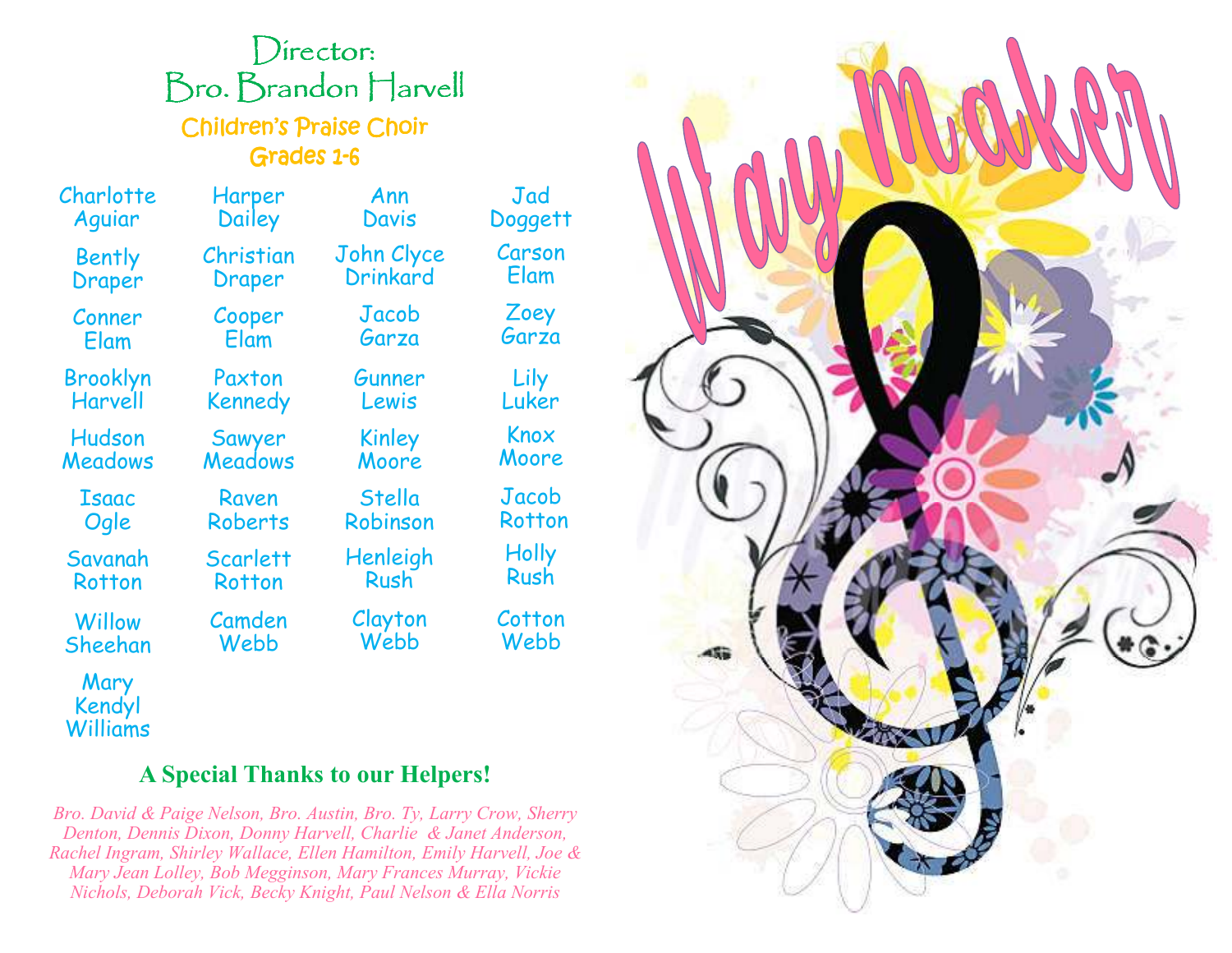## Director:
## Bro. Brandon Harvell

### Children's Praise Choir
### Grades 1-6

| | | | |
|---|---|---|---|
| Charlotte Aguiar | Harper Dailey | Ann Davis | Jad Doggett |
| Bently Draper | Christian Draper | John Clyce Drinkard | Carson Elam |
| Conner Elam | Cooper Elam | Jacob Garza | Zoey Garza |
| Brooklyn Harvell | Paxton Kennedy | Gunner Lewis | Lily Luker |
| Hudson Meadows | Sawyer Meadows | Kinley Moore | Knox Moore |
| Isaac Ogle | Raven Roberts | Stella Robinson | Jacob Rotton |
| Savanah Rotton | Scarlett Rotton | Henleigh Rush | Holly Rush |
| Willow Sheehan | Camden Webb | Clayton Webb | Cotton Webb |
| Mary Kendyl Williams | | | |

**A Special Thanks to our Helpers!**

*Bro. David & Paige Nelson, Bro. Austin, Bro. Ty, Larry Crow, Sherry Denton, Dennis Dixon, Donny Harvell, Charlie & Janet Anderson, Rachel Ingram, Shirley Wallace, Ellen Hamilton, Emily Harvell, Joe & Mary Jean Lolley, Bob Megginson, Mary Frances Murray, Vickie Nichols, Deborah Vick, Becky Knight, Paul Nelson & Ella Norris*

# Way Maker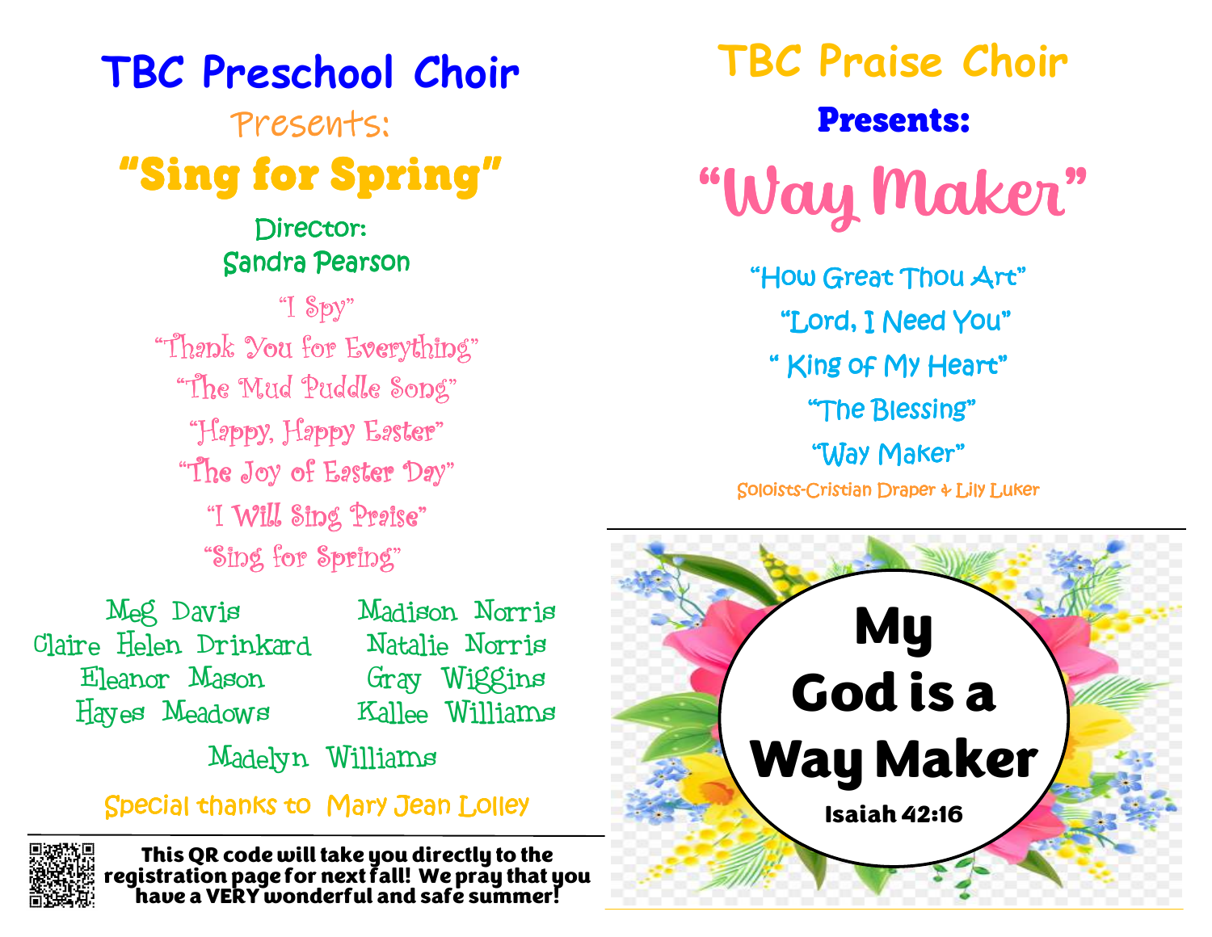# TBC Preschool Choir

Presents:

## "Sing for Spring"

Director:
Sandra Pearson

"I Spy"
"Thank You for Everything"
"The Mud Puddle Song"
"Happy, Happy Easter"
"The Joy of Easter Day"
"I Will Sing Praise"
"Sing for Spring"

Meg Davis
Claire Helen Drinkard
Eleanor Mason
Hayes Meadows
Madison Norris
Natalie Norris
Gray Wiggins
Kallee Williams
Madelyn Williams

Special thanks to Mary Jean Lolley

**This QR code will take you directly to the registration page for next fall! We pray that you have a VERY wonderful and safe summer!**

# TBC Praise Choir

**Presents:**

## "Way Maker"

"How Great Thou Art"
"Lord, I Need You"
" King of My Heart"
"The Blessing"
"Way Maker"

Soloists-Cristian Draper & Lily Luker

**My God is a Way Maker**

**Isaiah 42:16**